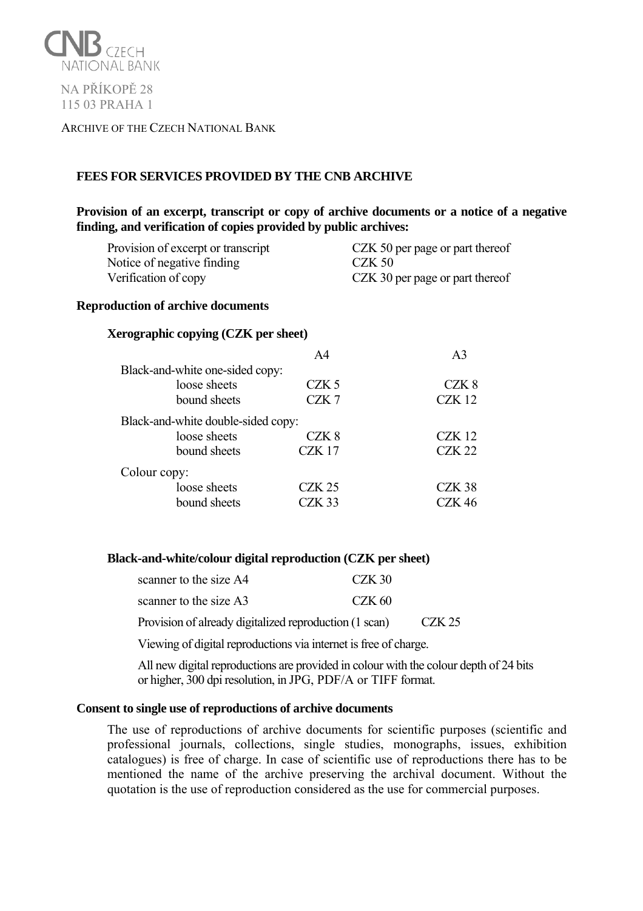CNB CZECH NATIONAL BANK

NA PŘÍKOPĚ 28
115 03 PRAHA 1

ARCHIVE OF THE CZECH NATIONAL BANK

## FEES FOR SERVICES PROVIDED BY THE CNB ARCHIVE

### Provision of an excerpt, transcript or copy of archive documents or a notice of a negative finding, and verification of copies provided by public archives:

| | |
|---|---|
| Provision of excerpt or transcript | CZK 50 per page or part thereof |
| Notice of negative finding | CZK 50 |
| Verification of copy | CZK 30 per page or part thereof |

### Reproduction of archive documents

#### Xerographic copying (CZK per sheet)

| | A4 | A3 |
|---|---|---|
| Black-and-white one-sided copy: | | |
| loose sheets | CZK 5 | CZK 8 |
| bound sheets | CZK 7 | CZK 12 |
| Black-and-white double-sided copy: | | |
| loose sheets | CZK 8 | CZK 12 |
| bound sheets | CZK 17 | CZK 22 |
| Colour copy: | | |
| loose sheets | CZK 25 | CZK 38 |
| bound sheets | CZK 33 | CZK 46 |

#### Black-and-white/colour digital reproduction (CZK per sheet)

| | |
|---|---|
| scanner to the size A4 | CZK 30 |
| scanner to the size A3 | CZK 60 |
| Provision of already digitalized reproduction (1 scan) | CZK 25 |

Viewing of digital reproductions via internet is free of charge.

All new digital reproductions are provided in colour with the colour depth of 24 bits or higher, 300 dpi resolution, in JPG, PDF/A or TIFF format.

### Consent to single use of reproductions of archive documents

The use of reproductions of archive documents for scientific purposes (scientific and professional journals, collections, single studies, monographs, issues, exhibition catalogues) is free of charge. In case of scientific use of reproductions there has to be mentioned the name of the archive preserving the archival document. Without the quotation is the use of reproduction considered as the use for commercial purposes.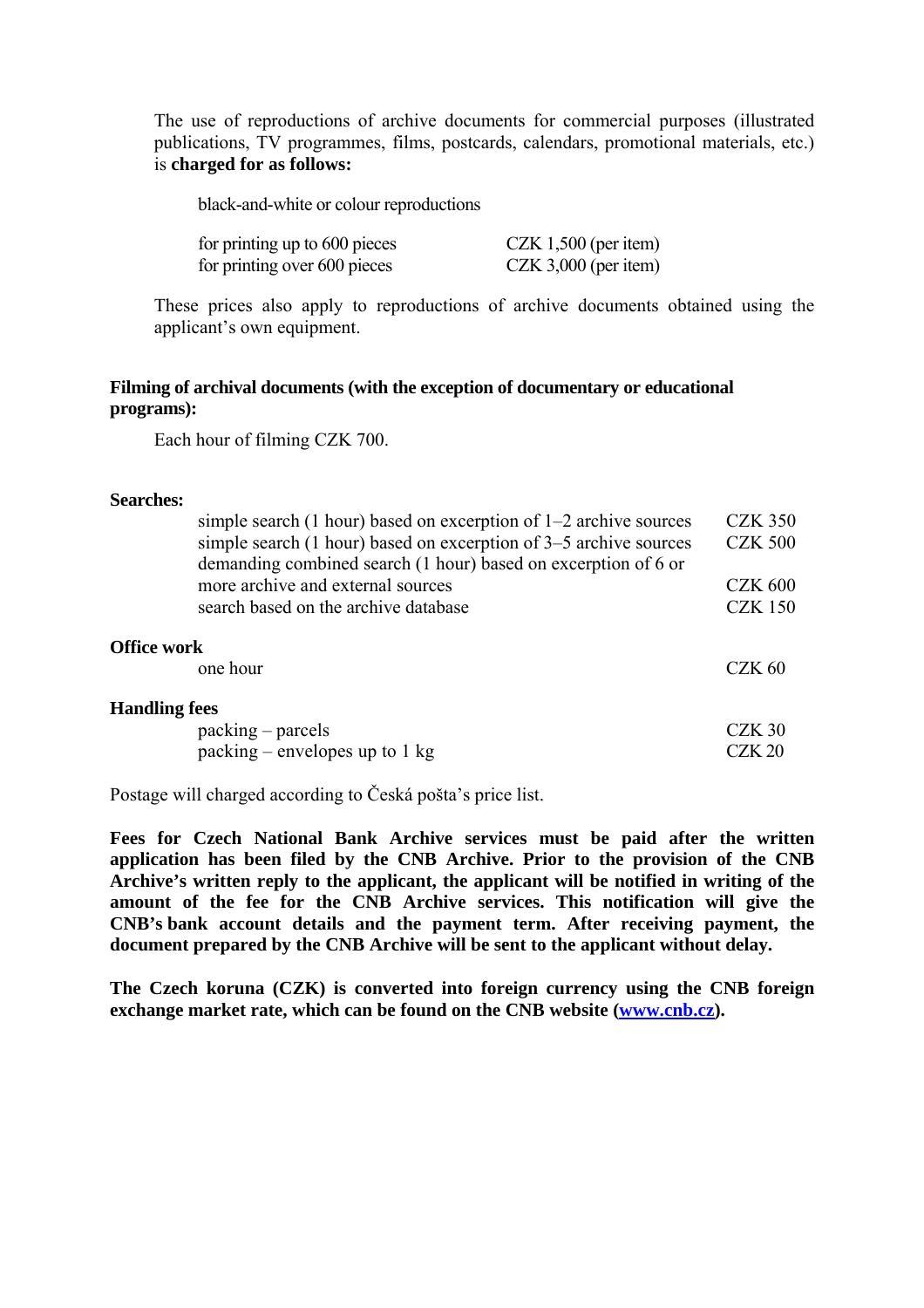The use of reproductions of archive documents for commercial purposes (illustrated publications, TV programmes, films, postcards, calendars, promotional materials, etc.) is **charged for as follows:**

black-and-white or colour reproductions

| | |
|---|---|
| for printing up to 600 pieces | CZK 1,500 (per item) |
| for printing over 600 pieces | CZK 3,000 (per item) |

These prices also apply to reproductions of archive documents obtained using the applicant's own equipment.

**Filming of archival documents (with the exception of documentary or educational programs):**

Each hour of filming CZK 700.

**Searches:**

| | |
|---|---|
| simple search (1 hour) based on excerption of 1–2 archive sources | CZK 350 |
| simple search (1 hour) based on excerption of 3–5 archive sources | CZK 500 |
| demanding combined search (1 hour) based on excerption of 6 or more archive and external sources | CZK 600 |
| search based on the archive database | CZK 150 |

**Office work**

| | |
|---|---|
| one hour | CZK 60 |

**Handling fees**

| | |
|---|---|
| packing – parcels | CZK 30 |
| packing – envelopes up to 1 kg | CZK 20 |

Postage will charged according to Česká pošta's price list.

**Fees for Czech National Bank Archive services must be paid after the written application has been filed by the CNB Archive. Prior to the provision of the CNB Archive's written reply to the applicant, the applicant will be notified in writing of the amount of the fee for the CNB Archive services. This notification will give the CNB's bank account details and the payment term. After receiving payment, the document prepared by the CNB Archive will be sent to the applicant without delay.**

**The Czech koruna (CZK) is converted into foreign currency using the CNB foreign exchange market rate, which can be found on the CNB website (www.cnb.cz).**